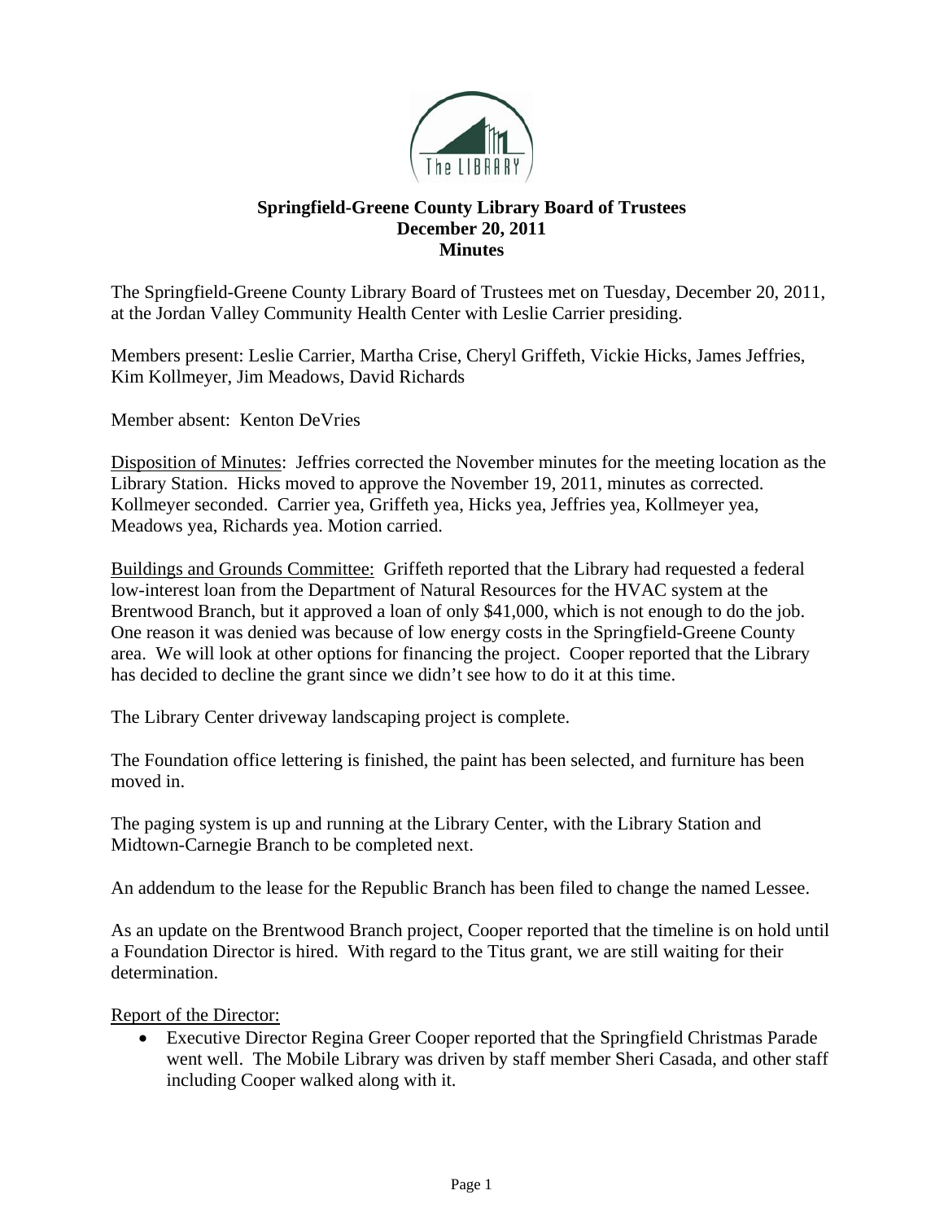# Springfield-Greene County Library Board of Trustees
## December 20, 2011
## Minutes

The Springfield-Greene County Library Board of Trustees met on Tuesday, December 20, 2011, at the Jordan Valley Community Health Center with Leslie Carrier presiding.

Members present: Leslie Carrier, Martha Crise, Cheryl Griffeth, Vickie Hicks, James Jeffries, Kim Kollmeyer, Jim Meadows, David Richards

Member absent: Kenton DeVries

Disposition of Minutes: Jeffries corrected the November minutes for the meeting location as the Library Station. Hicks moved to approve the November 19, 2011, minutes as corrected. Kollmeyer seconded. Carrier yea, Griffeth yea, Hicks yea, Jeffries yea, Kollmeyer yea, Meadows yea, Richards yea. Motion carried.

Buildings and Grounds Committee: Griffeth reported that the Library had requested a federal low-interest loan from the Department of Natural Resources for the HVAC system at the Brentwood Branch, but it approved a loan of only $41,000, which is not enough to do the job. One reason it was denied was because of low energy costs in the Springfield-Greene County area. We will look at other options for financing the project. Cooper reported that the Library has decided to decline the grant since we didn't see how to do it at this time.

The Library Center driveway landscaping project is complete.

The Foundation office lettering is finished, the paint has been selected, and furniture has been moved in.

The paging system is up and running at the Library Center, with the Library Station and Midtown-Carnegie Branch to be completed next.

An addendum to the lease for the Republic Branch has been filed to change the named Lessee.

As an update on the Brentwood Branch project, Cooper reported that the timeline is on hold until a Foundation Director is hired. With regard to the Titus grant, we are still waiting for their determination.

Report of the Director:

- Executive Director Regina Greer Cooper reported that the Springfield Christmas Parade went well. The Mobile Library was driven by staff member Sheri Casada, and other staff including Cooper walked along with it.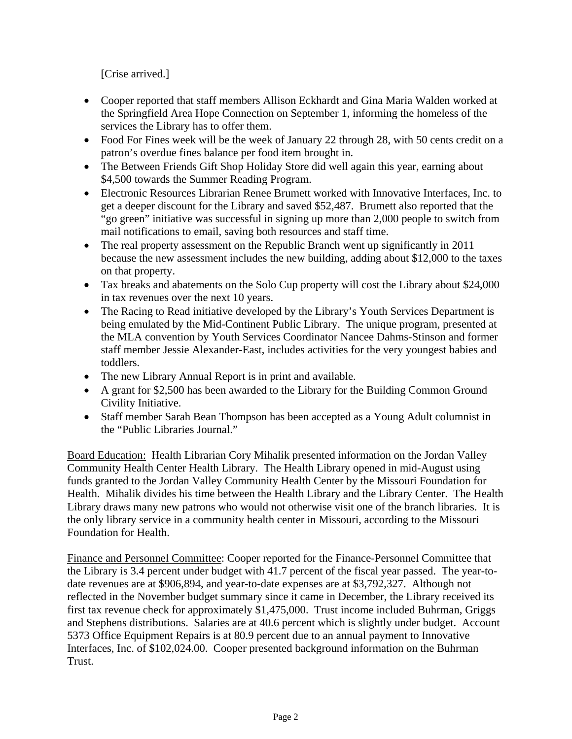[Crise arrived.]

- Cooper reported that staff members Allison Eckhardt and Gina Maria Walden worked at the Springfield Area Hope Connection on September 1, informing the homeless of the services the Library has to offer them.
- Food For Fines week will be the week of January 22 through 28, with 50 cents credit on a patron's overdue fines balance per food item brought in.
- The Between Friends Gift Shop Holiday Store did well again this year, earning about $4,500 towards the Summer Reading Program.
- Electronic Resources Librarian Renee Brumett worked with Innovative Interfaces, Inc. to get a deeper discount for the Library and saved $52,487. Brumett also reported that the "go green" initiative was successful in signing up more than 2,000 people to switch from mail notifications to email, saving both resources and staff time.
- The real property assessment on the Republic Branch went up significantly in 2011 because the new assessment includes the new building, adding about $12,000 to the taxes on that property.
- Tax breaks and abatements on the Solo Cup property will cost the Library about $24,000 in tax revenues over the next 10 years.
- The Racing to Read initiative developed by the Library's Youth Services Department is being emulated by the Mid-Continent Public Library. The unique program, presented at the MLA convention by Youth Services Coordinator Nancee Dahms-Stinson and former staff member Jessie Alexander-East, includes activities for the very youngest babies and toddlers.
- The new Library Annual Report is in print and available.
- A grant for $2,500 has been awarded to the Library for the Building Common Ground Civility Initiative.
- Staff member Sarah Bean Thompson has been accepted as a Young Adult columnist in the "Public Libraries Journal."

Board Education: Health Librarian Cory Mihalik presented information on the Jordan Valley Community Health Center Health Library. The Health Library opened in mid-August using funds granted to the Jordan Valley Community Health Center by the Missouri Foundation for Health. Mihalik divides his time between the Health Library and the Library Center. The Health Library draws many new patrons who would not otherwise visit one of the branch libraries. It is the only library service in a community health center in Missouri, according to the Missouri Foundation for Health.

Finance and Personnel Committee: Cooper reported for the Finance-Personnel Committee that the Library is 3.4 percent under budget with 41.7 percent of the fiscal year passed. The year-to-date revenues are at $906,894, and year-to-date expenses are at $3,792,327. Although not reflected in the November budget summary since it came in December, the Library received its first tax revenue check for approximately $1,475,000. Trust income included Buhrman, Griggs and Stephens distributions. Salaries are at 40.6 percent which is slightly under budget. Account 5373 Office Equipment Repairs is at 80.9 percent due to an annual payment to Innovative Interfaces, Inc. of $102,024.00. Cooper presented background information on the Buhrman Trust.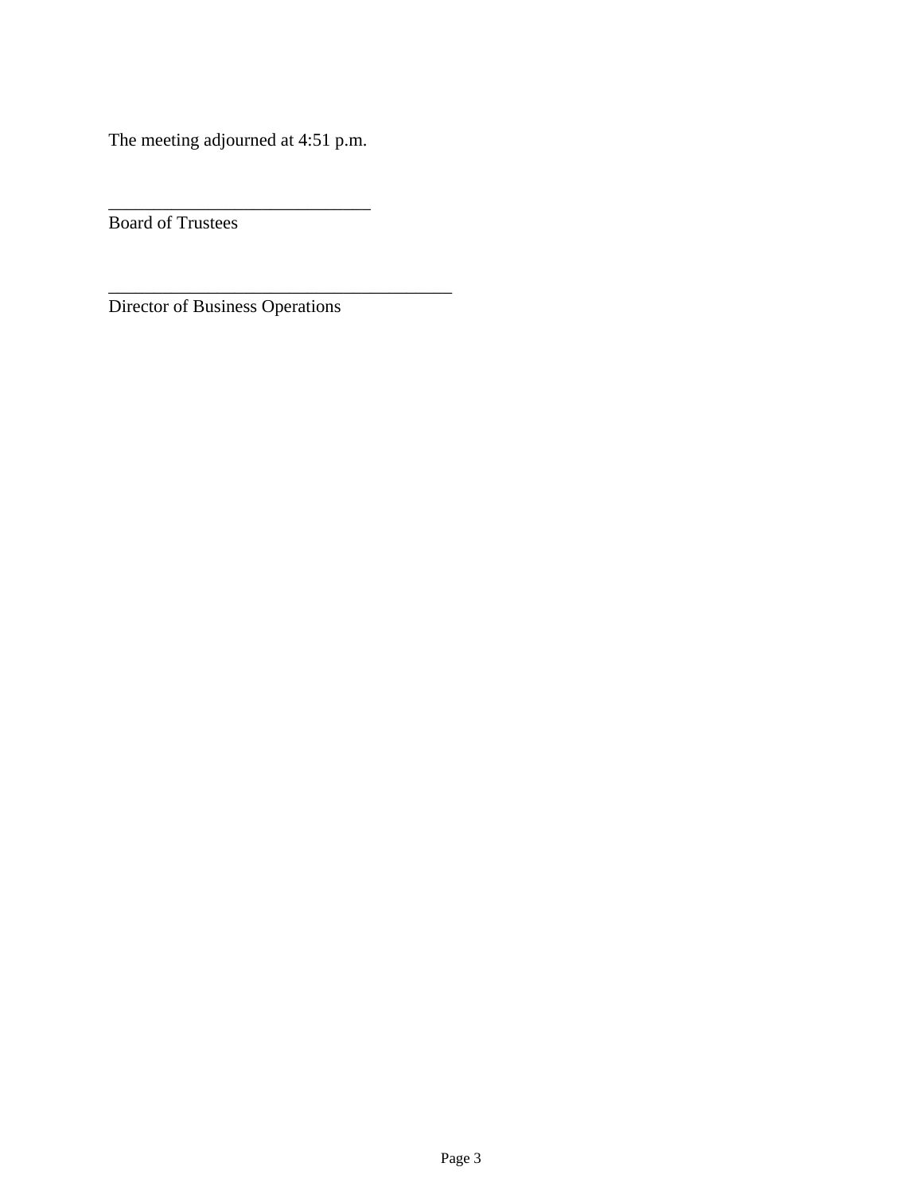The meeting adjourned at 4:51 p.m.

_____________________________
Board of Trustees

______________________________________
Director of Business Operations